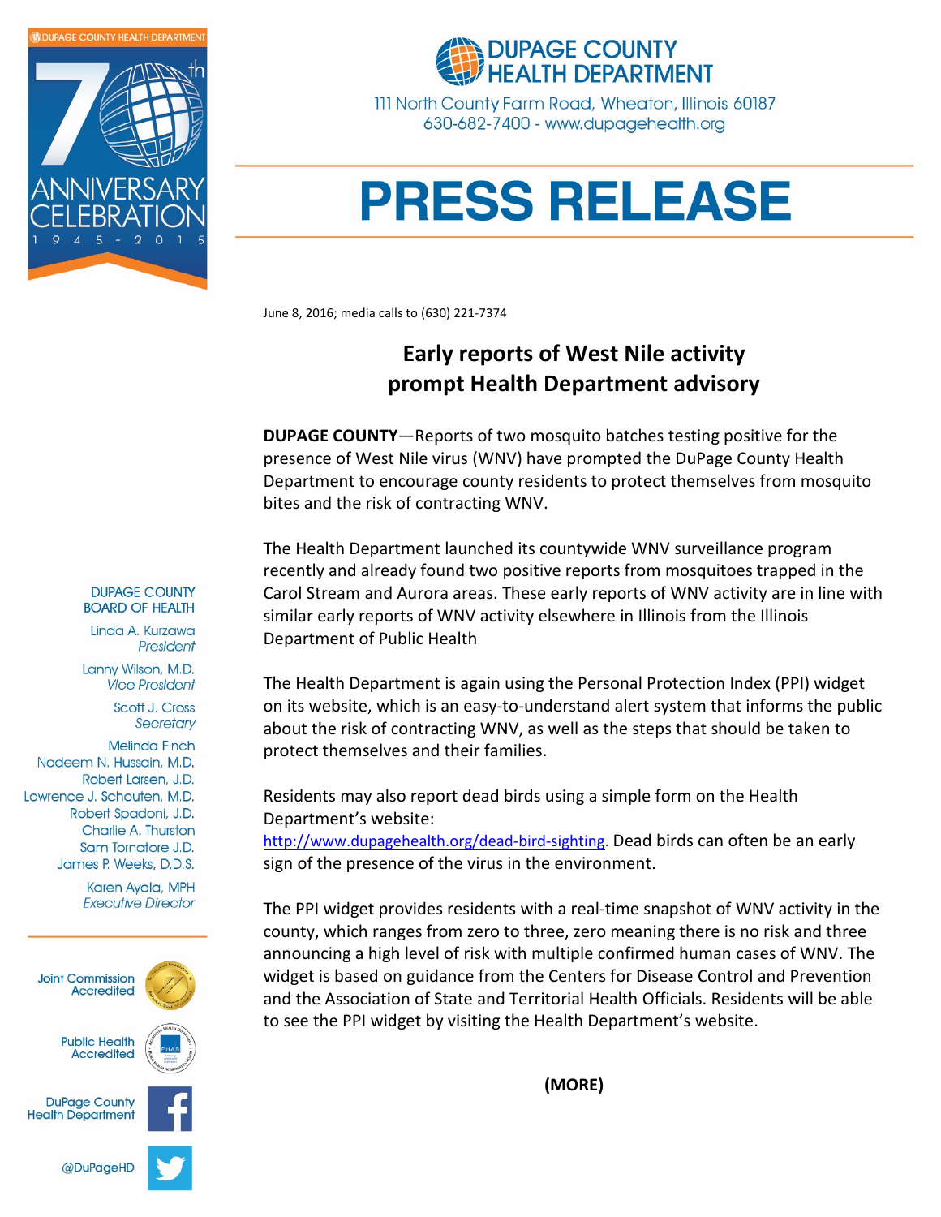DUPAGE COUNTY HEALTH DEPARTMENT

70th ANNIVERSARY CELEBRATION 1945 - 2015

# DUPAGE COUNTY HEALTH DEPARTMENT

111 North County Farm Road, Wheaton, Illinois 60187
630-682-7400 - www.dupagehealth.org

# PRESS RELEASE

June 8, 2016; media calls to (630) 221-7374

## Early reports of West Nile activity prompt Health Department advisory

**DUPAGE COUNTY**—Reports of two mosquito batches testing positive for the presence of West Nile virus (WNV) have prompted the DuPage County Health Department to encourage county residents to protect themselves from mosquito bites and the risk of contracting WNV.

The Health Department launched its countywide WNV surveillance program recently and already found two positive reports from mosquitoes trapped in the Carol Stream and Aurora areas. These early reports of WNV activity are in line with similar early reports of WNV activity elsewhere in Illinois from the Illinois Department of Public Health

The Health Department is again using the Personal Protection Index (PPI) widget on its website, which is an easy-to-understand alert system that informs the public about the risk of contracting WNV, as well as the steps that should be taken to protect themselves and their families.

Residents may also report dead birds using a simple form on the Health Department's website: http://www.dupagehealth.org/dead-bird-sighting. Dead birds can often be an early sign of the presence of the virus in the environment.

The PPI widget provides residents with a real-time snapshot of WNV activity in the county, which ranges from zero to three, zero meaning there is no risk and three announcing a high level of risk with multiple confirmed human cases of WNV. The widget is based on guidance from the Centers for Disease Control and Prevention and the Association of State and Territorial Health Officials. Residents will be able to see the PPI widget by visiting the Health Department's website.

(MORE)

**DUPAGE COUNTY BOARD OF HEALTH**

Linda A. Kurzawa
*President*

Lanny Wilson, M.D.
*Vice President*

Scott J. Cross
*Secretary*

Melinda Finch
Nadeem N. Hussain, M.D.
Robert Larsen, J.D.
Lawrence J. Schouten, M.D.
Robert Spadoni, J.D.
Charlie A. Thurston
Sam Tornatore J.D.
James P. Weeks, D.D.S.

Karen Ayala, MPH
*Executive Director*

Joint Commission Accredited

Public Health Accredited

DuPage County Health Department

@DuPageHD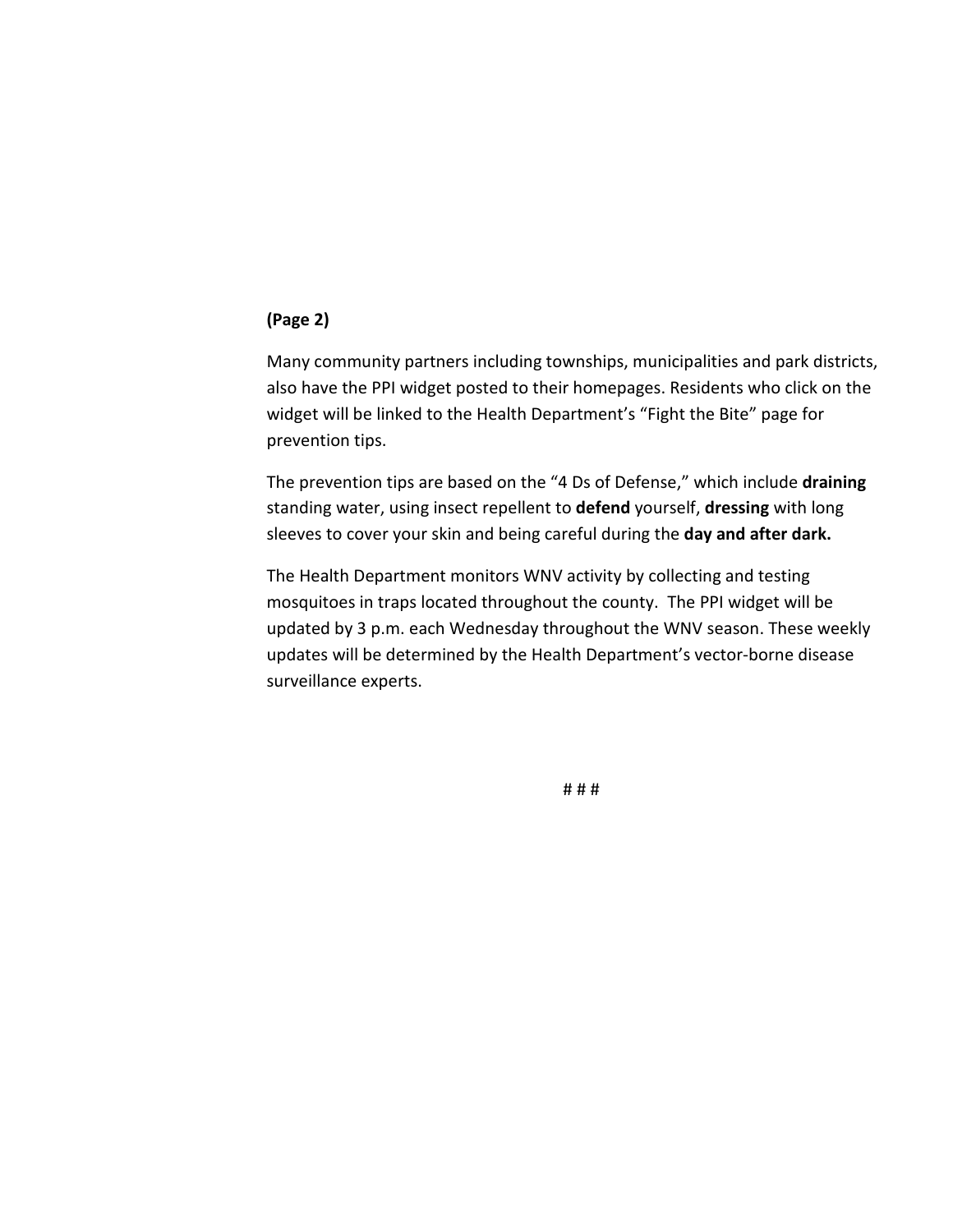**(Page 2)**

Many community partners including townships, municipalities and park districts, also have the PPI widget posted to their homepages. Residents who click on the widget will be linked to the Health Department's "Fight the Bite" page for prevention tips.

The prevention tips are based on the "4 Ds of Defense," which include **draining** standing water, using insect repellent to **defend** yourself, **dressing** with long sleeves to cover your skin and being careful during the **day and after dark.**

The Health Department monitors WNV activity by collecting and testing mosquitoes in traps located throughout the county. The PPI widget will be updated by 3 p.m. each Wednesday throughout the WNV season. These weekly updates will be determined by the Health Department's vector-borne disease surveillance experts.

# # #